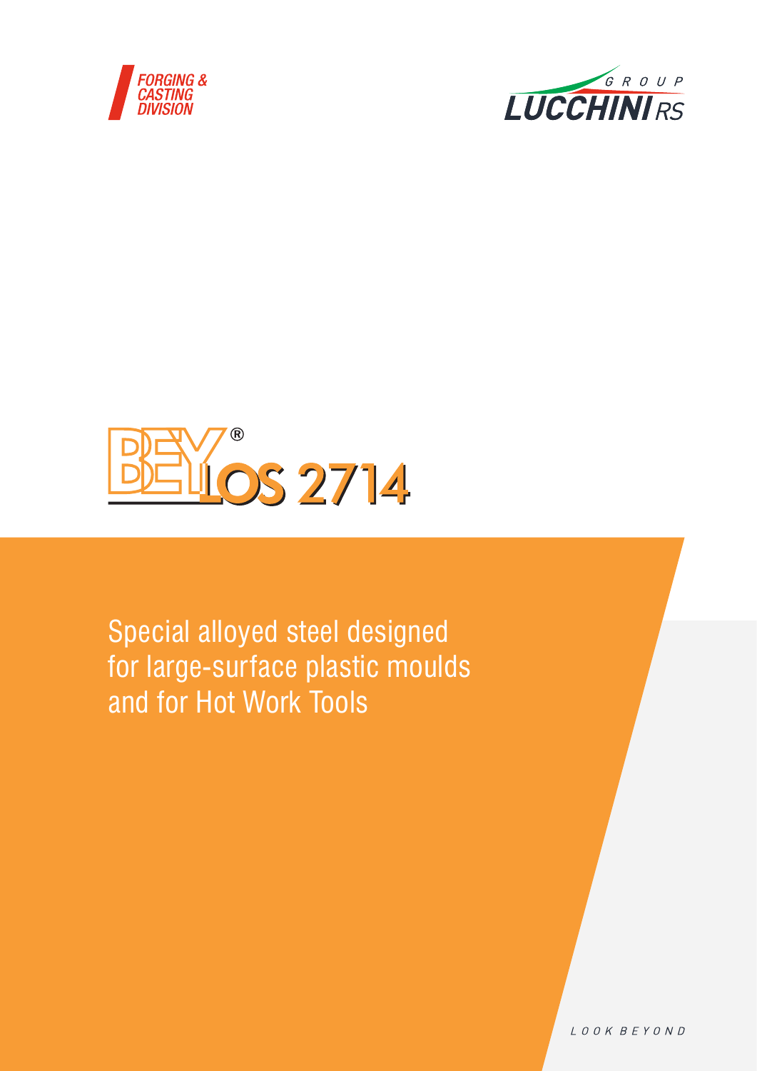FORGING & CASTING DIVISION

GROUP LUCCHINI RS

# BEYLOS 2714®

Special alloyed steel designed for large-surface plastic moulds and for Hot Work Tools

LOOK BEYOND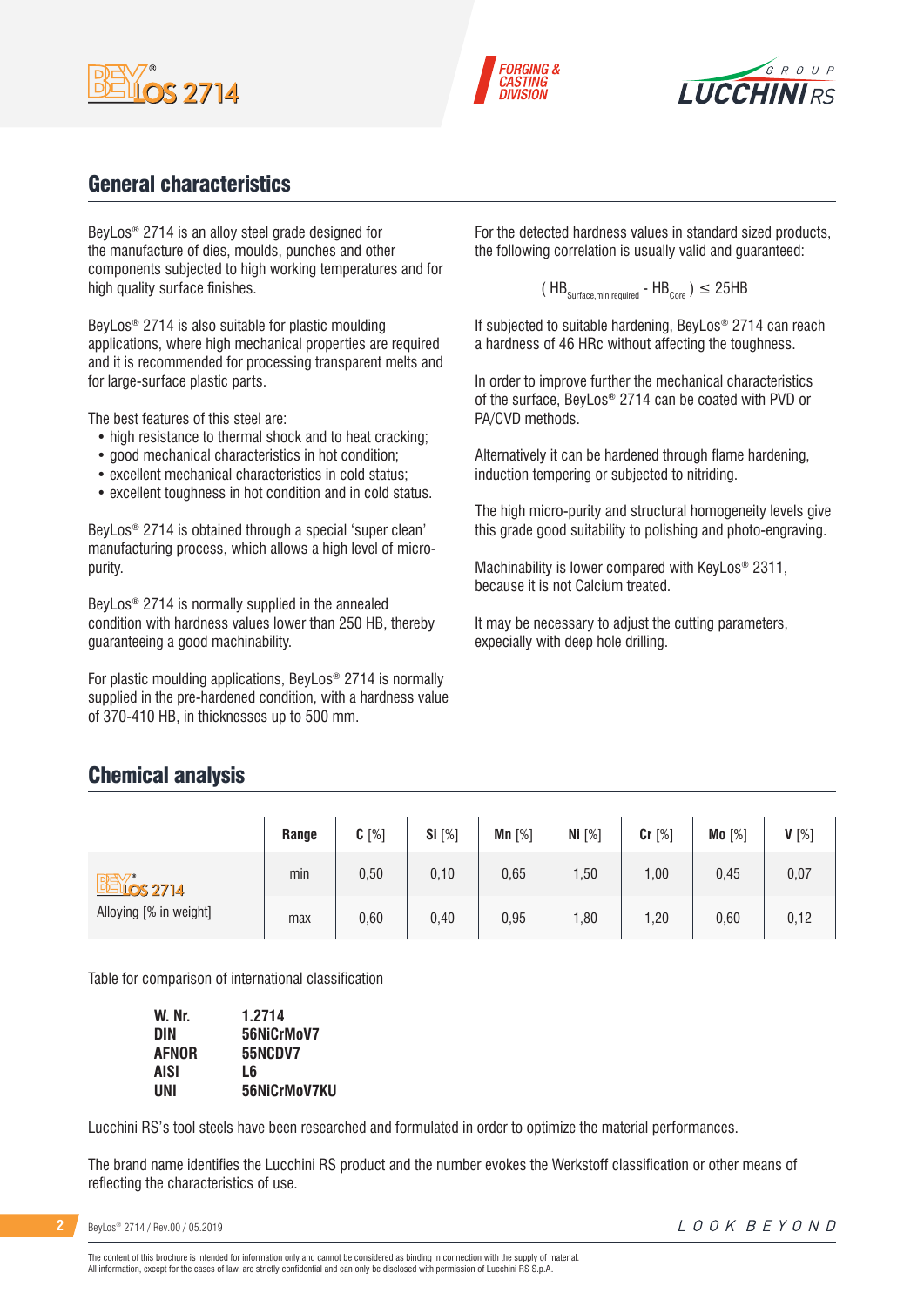## General characteristics

BeyLos® 2714 is an alloy steel grade designed for the manufacture of dies, moulds, punches and other components subjected to high working temperatures and for high quality surface finishes.

BeyLos® 2714 is also suitable for plastic moulding applications, where high mechanical properties are required and it is recommended for processing transparent melts and for large-surface plastic parts.

The best features of this steel are:

- high resistance to thermal shock and to heat cracking;
- good mechanical characteristics in hot condition;
- excellent mechanical characteristics in cold status;
- excellent toughness in hot condition and in cold status.

BeyLos® 2714 is obtained through a special 'super clean' manufacturing process, which allows a high level of micro-purity.

BeyLos® 2714 is normally supplied in the annealed condition with hardness values lower than 250 HB, thereby guaranteeing a good machinability.

For plastic moulding applications, BeyLos® 2714 is normally supplied in the pre-hardened condition, with a hardness value of 370-410 HB, in thicknesses up to 500 mm.

For the detected hardness values in standard sized products, the following correlation is usually valid and guaranteed:

$$( HB_{\text{Surface,min required}} - HB_{\text{Core}} ) \leq 25HB$$

If subjected to suitable hardening, BeyLos® 2714 can reach a hardness of 46 HRc without affecting the toughness.

In order to improve further the mechanical characteristics of the surface, BeyLos® 2714 can be coated with PVD or PA/CVD methods.

Alternatively it can be hardened through flame hardening, induction tempering or subjected to nitriding.

The high micro-purity and structural homogeneity levels give this grade good suitability to polishing and photo-engraving.

Machinability is lower compared with KeyLos® 2311, because it is not Calcium treated.

It may be necessary to adjust the cutting parameters, expecially with deep hole drilling.

## Chemical analysis

| | Range | C [%] | Si [%] | Mn [%] | Ni [%] | Cr [%] | Mo [%] | V [%] |
|---|---|---|---|---|---|---|---|---|
| BeyLos® 2714 Alloying [% in weight] | min | 0,50 | 0,10 | 0,65 | 1,50 | 1,00 | 0,45 | 0,07 |
| | max | 0,60 | 0,40 | 0,95 | 1,80 | 1,20 | 0,60 | 0,12 |

Table for comparison of international classification

| | |
|---|---|
| **W. Nr.** | **1.2714** |
| **DIN** | **56NiCrMoV7** |
| **AFNOR** | **55NCDV7** |
| **AISI** | **L6** |
| **UNI** | **56NiCrMoV7KU** |

Lucchini RS's tool steels have been researched and formulated in order to optimize the material performances.

The brand name identifies the Lucchini RS product and the number evokes the Werkstoff classification or other means of reflecting the characteristics of use.

The content of this brochure is intended for information only and cannot be considered as binding in connection with the supply of material.
All information, except for the cases of law, are strictly confidential and can only be disclosed with permission of Lucchini RS S.p.A.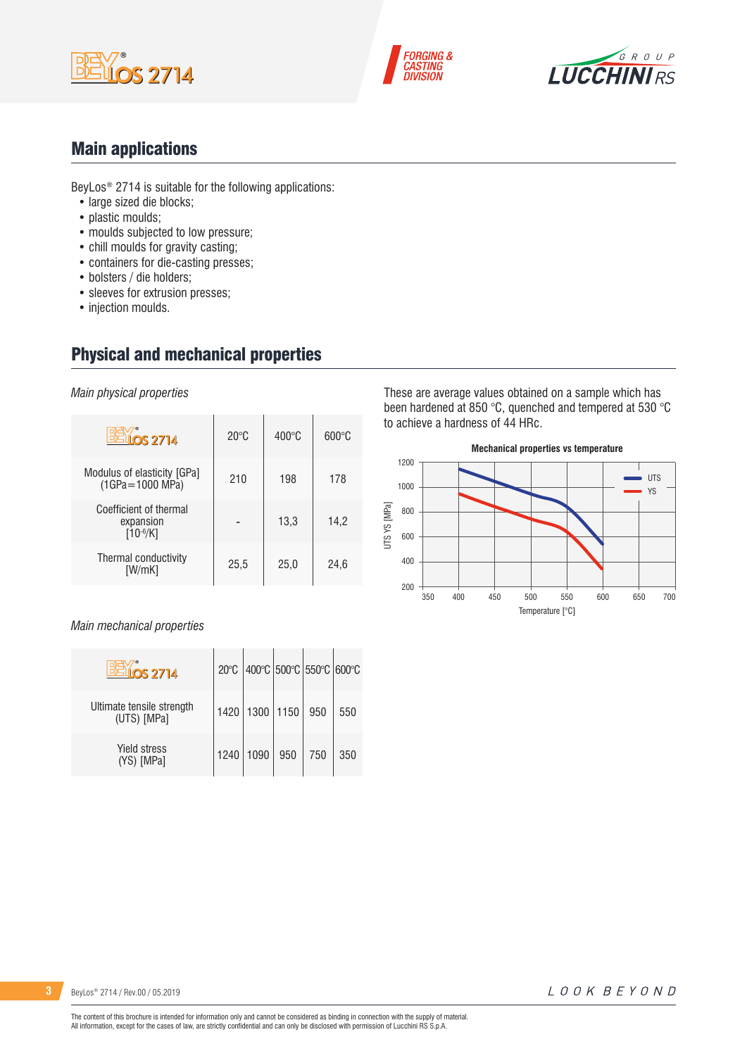## Main applications

BeyLos® 2714 is suitable for the following applications:

- large sized die blocks;
- plastic moulds;
- moulds subjected to low pressure;
- chill moulds for gravity casting;
- containers for die-casting presses;
- bolsters / die holders;
- sleeves for extrusion presses;
- injection moulds.

## Physical and mechanical properties

*Main physical properties*

| BeyLos® 2714 | 20°C | 400°C | 600°C |
|---|---|---|---|
| Modulus of elasticity [GPa] (1GPa=1000 MPa) | 210 | 198 | 178 |
| Coefficient of thermal expansion [$10^{-6}$/K] | - | 13,3 | 14,2 |
| Thermal conductivity [W/mK] | 25,5 | 25,0 | 24,6 |

These are average values obtained on a sample which has been hardened at 850 °C, quenched and tempered at 530 °C to achieve a hardness of 44 HRc.

**Mechanical properties vs temperature**

*Main mechanical properties*

| BeyLos® 2714 | 20°C | 400°C | 500°C | 550°C | 600°C |
|---|---|---|---|---|---|
| Ultimate tensile strength (UTS) [MPa] | 1420 | 1300 | 1150 | 950 | 550 |
| Yield stress (YS) [MPa] | 1240 | 1090 | 950 | 750 | 350 |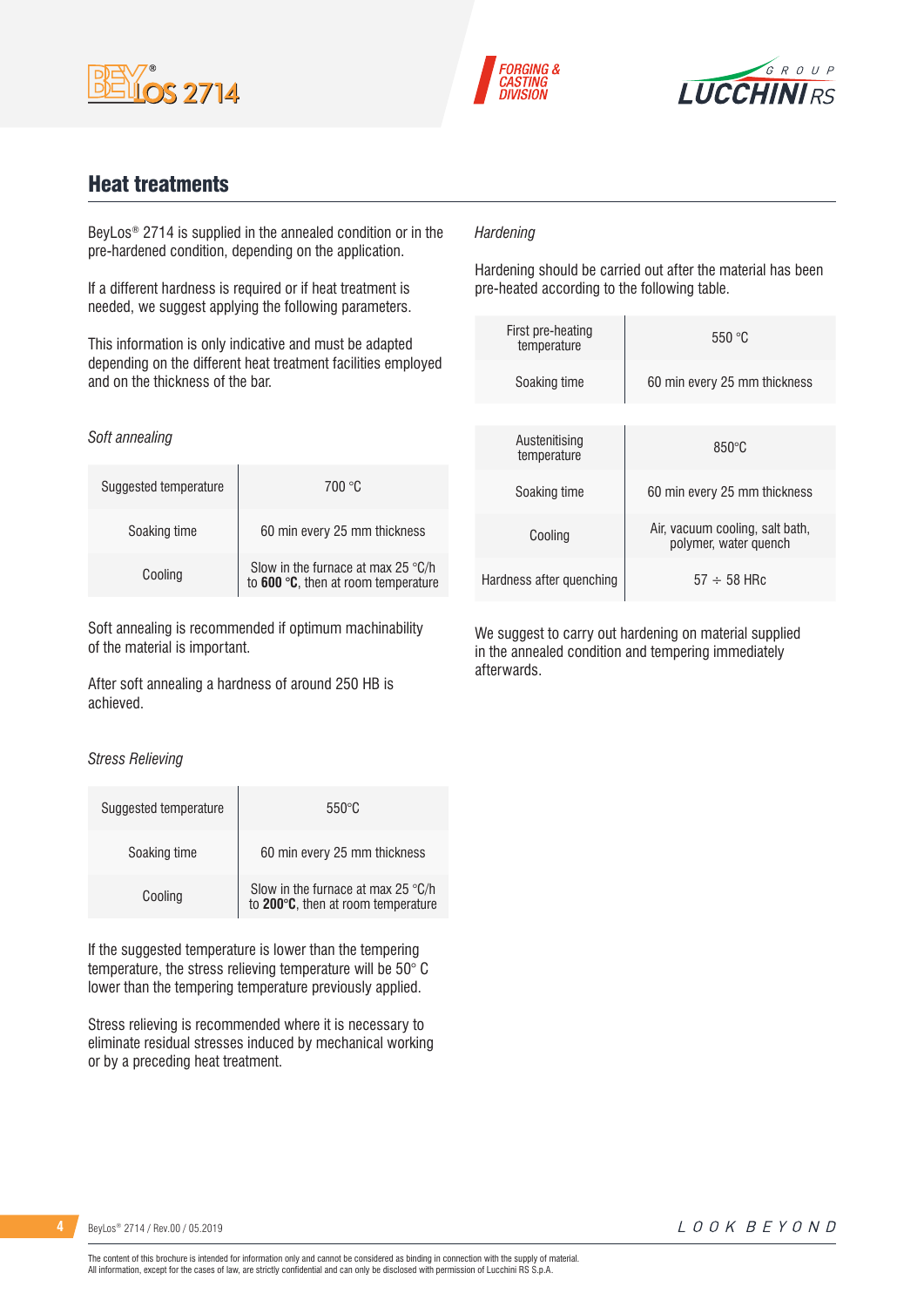## Heat treatments

BeyLos® 2714 is supplied in the annealed condition or in the pre-hardened condition, depending on the application.

If a different hardness is required or if heat treatment is needed, we suggest applying the following parameters.

This information is only indicative and must be adapted depending on the different heat treatment facilities employed and on the thickness of the bar.

*Soft annealing*

| Suggested temperature | 700 °C |
|---|---|
| Soaking time | 60 min every 25 mm thickness |
| Cooling | Slow in the furnace at max 25 °C/h to **600 °C**, then at room temperature |

Soft annealing is recommended if optimum machinability of the material is important.

After soft annealing a hardness of around 250 HB is achieved.

*Stress Relieving*

| Suggested temperature | 550°C |
|---|---|
| Soaking time | 60 min every 25 mm thickness |
| Cooling | Slow in the furnace at max 25 °C/h to **200°C**, then at room temperature |

If the suggested temperature is lower than the tempering temperature, the stress relieving temperature will be 50° C lower than the tempering temperature previously applied.

Stress relieving is recommended where it is necessary to eliminate residual stresses induced by mechanical working or by a preceding heat treatment.

*Hardening*

Hardening should be carried out after the material has been pre-heated according to the following table.

| First pre-heating temperature | 550 °C |
|---|---|
| Soaking time | 60 min every 25 mm thickness |

| Austenitising temperature | 850°C |
|---|---|
| Soaking time | 60 min every 25 mm thickness |
| Cooling | Air, vacuum cooling, salt bath, polymer, water quench |
| Hardness after quenching | 57 ÷ 58 HRc |

We suggest to carry out hardening on material supplied in the annealed condition and tempering immediately afterwards.

The content of this brochure is intended for information only and cannot be considered as binding in connection with the supply of material.
All information, except for the cases of law, are strictly confidential and can only be disclosed with permission of Lucchini RS S.p.A.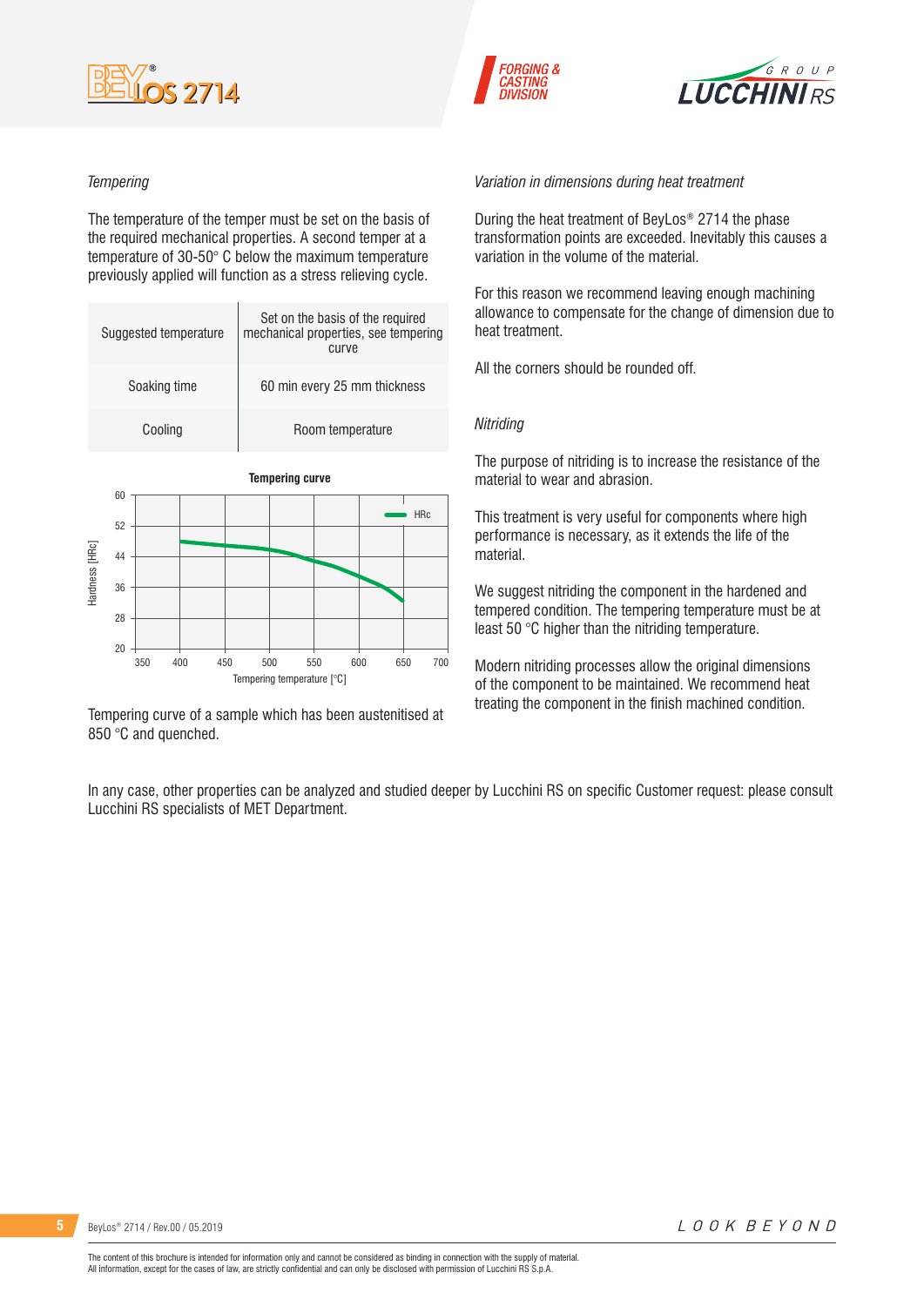*Tempering*

The temperature of the temper must be set on the basis of the required mechanical properties. A second temper at a temperature of 30-50° C below the maximum temperature previously applied will function as a stress relieving cycle.

| | |
|---|---|
| Suggested temperature | Set on the basis of the required mechanical properties, see tempering curve |
| Soaking time | 60 min every 25 mm thickness |
| Cooling | Room temperature |

**Tempering curve**

Tempering curve of a sample which has been austenitised at 850 °C and quenched.

*Variation in dimensions during heat treatment*

During the heat treatment of BeyLos® 2714 the phase transformation points are exceeded. Inevitably this causes a variation in the volume of the material.

For this reason we recommend leaving enough machining allowance to compensate for the change of dimension due to heat treatment.

All the corners should be rounded off.

*Nitriding*

The purpose of nitriding is to increase the resistance of the material to wear and abrasion.

This treatment is very useful for components where high performance is necessary, as it extends the life of the material.

We suggest nitriding the component in the hardened and tempered condition. The tempering temperature must be at least 50 °C higher than the nitriding temperature.

Modern nitriding processes allow the original dimensions of the component to be maintained. We recommend heat treating the component in the finish machined condition.

In any case, other properties can be analyzed and studied deeper by Lucchini RS on specific Customer request: please consult Lucchini RS specialists of MET Department.

The content of this brochure is intended for information only and cannot be considered as binding in connection with the supply of material.
All information, except for the cases of law, are strictly confidential and can only be disclosed with permission of Lucchini RS S.p.A.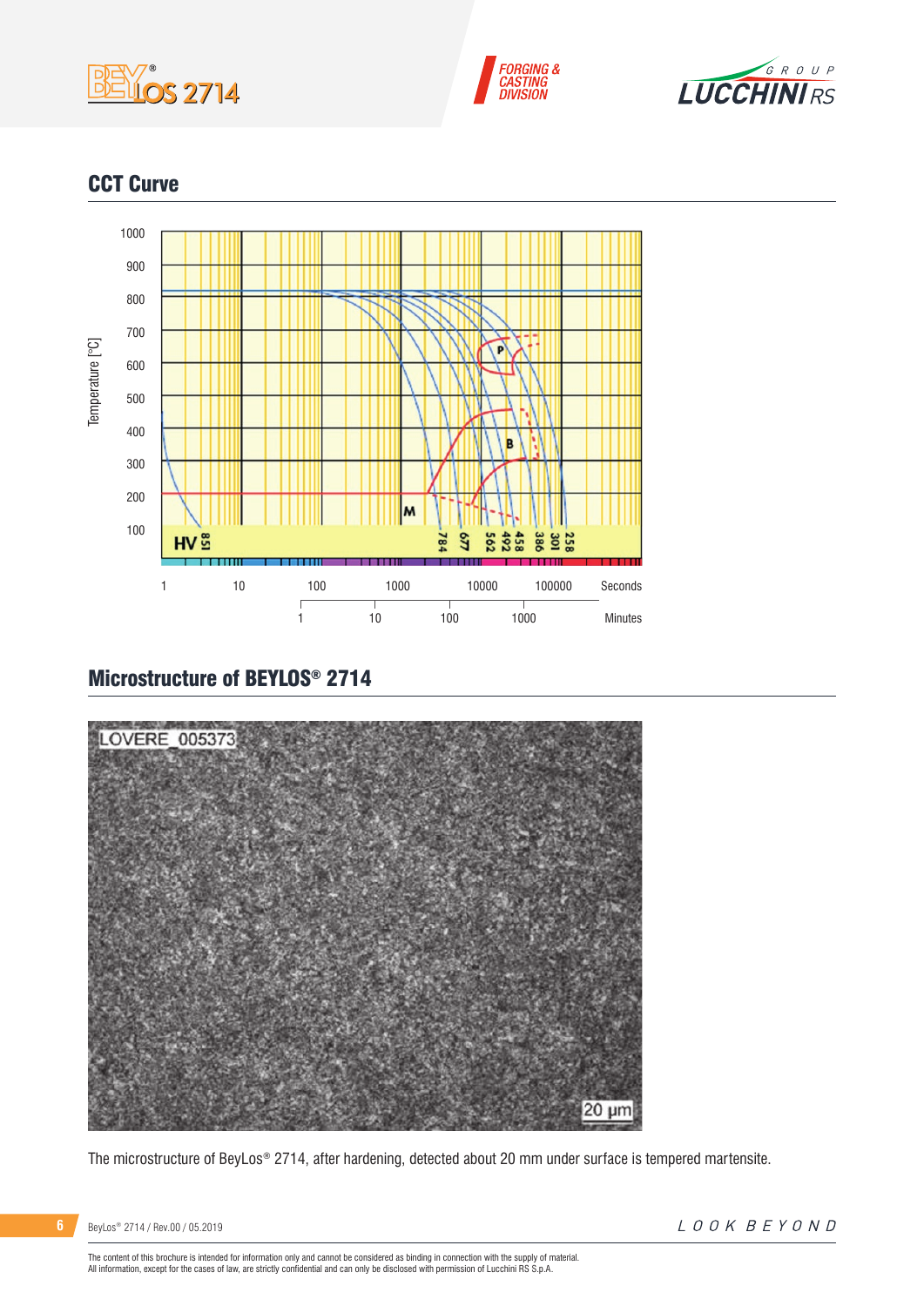## CCT Curve

Temperature [°C]

1000, 900, 800, 700, 600, 500, 400, 300, 200, 100

P

B

M

HV 851 784 677 562 492 458 386 301 258

1 10 100 1000 10000 100000 Seconds

1 10 100 1000 Minutes

## Microstructure of BEYLOS® 2714

LOVERE_005373

20 µm

The microstructure of BeyLos® 2714, after hardening, detected about 20 mm under surface is tempered martensite.

The content of this brochure is intended for information only and cannot be considered as binding in connection with the supply of material.
All information, except for the cases of law, are strictly confidential and can only be disclosed with permission of Lucchini RS S.p.A.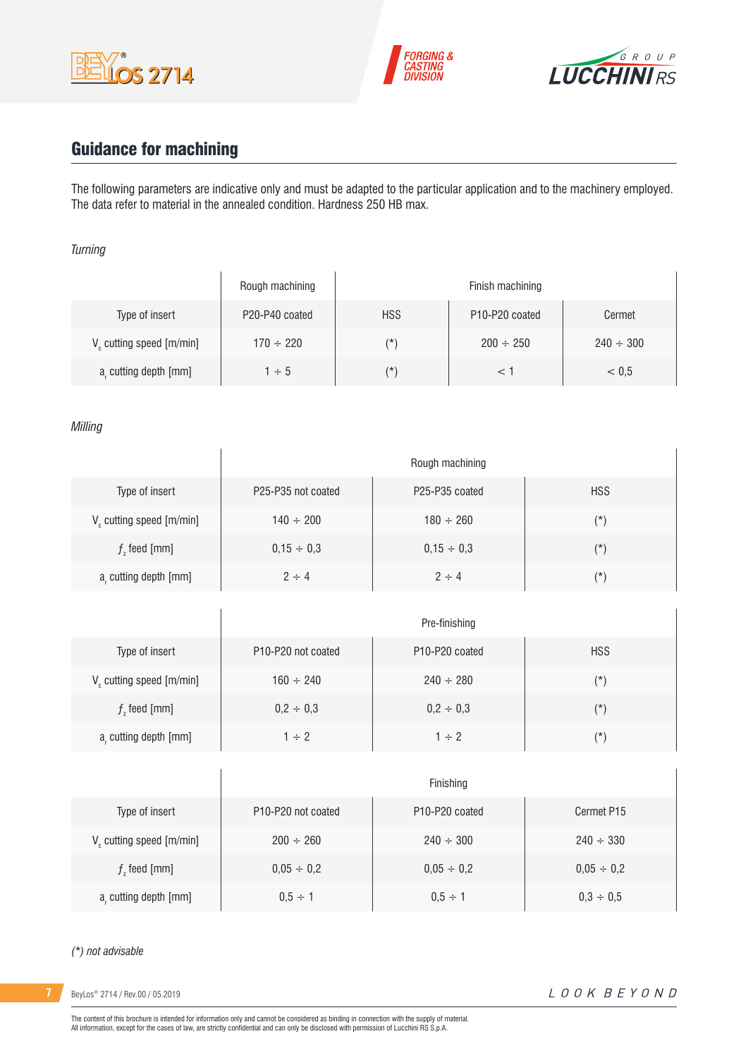## Guidance for machining

The following parameters are indicative only and must be adapted to the particular application and to the machinery employed. The data refer to material in the annealed condition. Hardness 250 HB max.

*Turning*

| | Rough machining | Finish machining | | |
|---|---|---|---|---|
| Type of insert | P20-P40 coated | HSS | P10-P20 coated | Cermet |
| $V_c$ cutting speed [m/min] | 170 ÷ 220 | (*) | 200 ÷ 250 | 240 ÷ 300 |
| $a_r$ cutting depth [mm] | 1 ÷ 5 | (*) | < 1 | < 0,5 |

*Milling*

| | Rough machining | | |
|---|---|---|---|
| Type of insert | P25-P35 not coated | P25-P35 coated | HSS |
| $V_c$ cutting speed [m/min] | 140 ÷ 200 | 180 ÷ 260 | (*) |
| $f_z$ feed [mm] | 0,15 ÷ 0,3 | 0,15 ÷ 0,3 | (*) |
| $a_r$ cutting depth [mm] | 2 ÷ 4 | 2 ÷ 4 | (*) |

| | Pre-finishing | | |
|---|---|---|---|
| Type of insert | P10-P20 not coated | P10-P20 coated | HSS |
| $V_c$ cutting speed [m/min] | 160 ÷ 240 | 240 ÷ 280 | (*) |
| $f_z$ feed [mm] | 0,2 ÷ 0,3 | 0,2 ÷ 0,3 | (*) |
| $a_r$ cutting depth [mm] | 1 ÷ 2 | 1 ÷ 2 | (*) |

| | Finishing | | |
|---|---|---|---|
| Type of insert | P10-P20 not coated | P10-P20 coated | Cermet P15 |
| $V_c$ cutting speed [m/min] | 200 ÷ 260 | 240 ÷ 300 | 240 ÷ 330 |
| $f_z$ feed [mm] | 0,05 ÷ 0,2 | 0,05 ÷ 0,2 | 0,05 ÷ 0,2 |
| $a_r$ cutting depth [mm] | 0,5 ÷ 1 | 0,5 ÷ 1 | 0,3 ÷ 0,5 |

*(*) not advisable*

The content of this brochure is intended for information only and cannot be considered as binding in connection with the supply of material.
All information, except for the cases of law, are strictly confidential and can only be disclosed with permission of Lucchini RS S.p.A.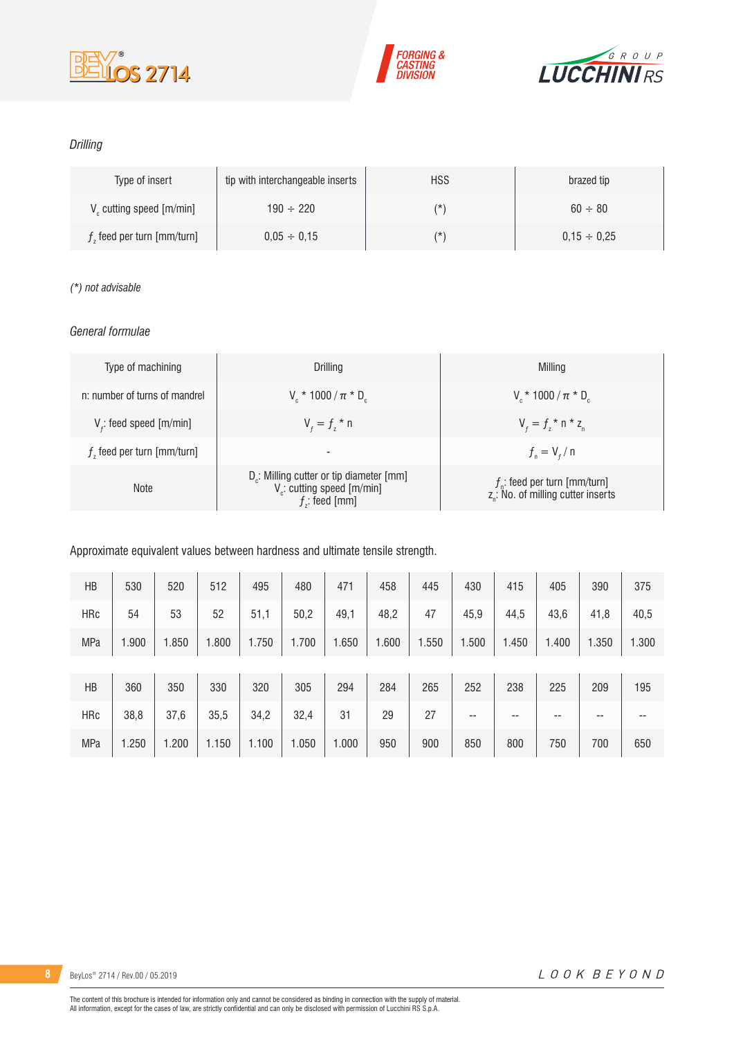*Drilling*

| Type of insert | tip with interchangeable inserts | HSS | brazed tip |
|---|---|---|---|
| $V_c$ cutting speed [m/min] | 190 ÷ 220 | (*) | 60 ÷ 80 |
| $f_z$ feed per turn [mm/turn] | 0,05 ÷ 0,15 | (*) | 0,15 ÷ 0,25 |

*(*) not advisable*

*General formulae*

| Type of machining | Drilling | Milling |
|---|---|---|
| n: number of turns of mandrel | $V_c$ * 1000 / $\pi$ * $D_c$ | $V_c$ * 1000 / $\pi$ * $D_c$ |
| $V_f$: feed speed [m/min] | $V_f = f_z * n$ | $V_f = f_z * n * z_n$ |
| $f_z$ feed per turn [mm/turn] | - | $f_n = V_f / n$ |
| Note | $D_c$: Milling cutter or tip diameter [mm]<br>$V_c$: cutting speed [m/min]<br>$f_z$: feed [mm] | $f_n$: feed per turn [mm/turn]<br>$z_n$: No. of milling cutter inserts |

Approximate equivalent values between hardness and ultimate tensile strength.

| HB | 530 | 520 | 512 | 495 | 480 | 471 | 458 | 445 | 430 | 415 | 405 | 390 | 375 |
|---|---|---|---|---|---|---|---|---|---|---|---|---|---|
| HRc | 54 | 53 | 52 | 51,1 | 50,2 | 49,1 | 48,2 | 47 | 45,9 | 44,5 | 43,6 | 41,8 | 40,5 |
| MPa | 1.900 | 1.850 | 1.800 | 1.750 | 1.700 | 1.650 | 1.600 | 1.550 | 1.500 | 1.450 | 1.400 | 1.350 | 1.300 |

| HB | 360 | 350 | 330 | 320 | 305 | 294 | 284 | 265 | 252 | 238 | 225 | 209 | 195 |
|---|---|---|---|---|---|---|---|---|---|---|---|---|---|
| HRc | 38,8 | 37,6 | 35,5 | 34,2 | 32,4 | 31 | 29 | 27 | -- | -- | -- | -- | -- |
| MPa | 1.250 | 1.200 | 1.150 | 1.100 | 1.050 | 1.000 | 950 | 900 | 850 | 800 | 750 | 700 | 650 |

The content of this brochure is intended for information only and cannot be considered as binding in connection with the supply of material.
All information, except for the cases of law, are strictly confidential and can only be disclosed with permission of Lucchini RS S.p.A.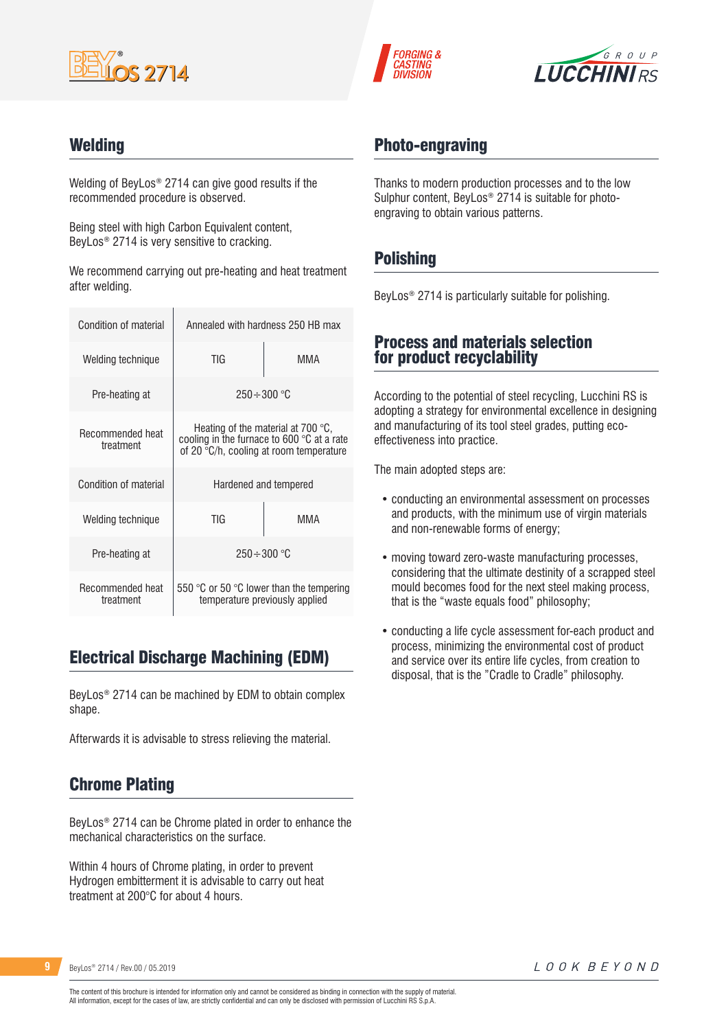## Welding

Welding of BeyLos® 2714 can give good results if the recommended procedure is observed.

Being steel with high Carbon Equivalent content, BeyLos® 2714 is very sensitive to cracking.

We recommend carrying out pre-heating and heat treatment after welding.

| | | |
|---|---|---|
| Condition of material | Annealed with hardness 250 HB max | |
| Welding technique | TIG | MMA |
| Pre-heating at | 250÷300 °C | |
| Recommended heat treatment | Heating of the material at 700 °C, cooling in the furnace to 600 °C at a rate of 20 °C/h, cooling at room temperature | |
| Condition of material | Hardened and tempered | |
| Welding technique | TIG | MMA |
| Pre-heating at | 250÷300 °C | |
| Recommended heat treatment | 550 °C or 50 °C lower than the tempering temperature previously applied | |

## Electrical Discharge Machining (EDM)

BeyLos® 2714 can be machined by EDM to obtain complex shape.

Afterwards it is advisable to stress relieving the material.

## Chrome Plating

BeyLos® 2714 can be Chrome plated in order to enhance the mechanical characteristics on the surface.

Within 4 hours of Chrome plating, in order to prevent Hydrogen embitterment it is advisable to carry out heat treatment at 200°C for about 4 hours.

## Photo-engraving

Thanks to modern production processes and to the low Sulphur content, BeyLos® 2714 is suitable for photo-engraving to obtain various patterns.

## Polishing

BeyLos® 2714 is particularly suitable for polishing.

## Process and materials selection for product recyclability

According to the potential of steel recycling, Lucchini RS is adopting a strategy for environmental excellence in designing and manufacturing of its tool steel grades, putting eco-effectiveness into practice.

The main adopted steps are:

- conducting an environmental assessment on processes and products, with the minimum use of virgin materials and non-renewable forms of energy;
- moving toward zero-waste manufacturing processes, considering that the ultimate destinity of a scrapped steel mould becomes food for the next steel making process, that is the "waste equals food" philosophy;
- conducting a life cycle assessment for-each product and process, minimizing the environmental cost of product and service over its entire life cycles, from creation to disposal, that is the "Cradle to Cradle" philosophy.

The content of this brochure is intended for information only and cannot be considered as binding in connection with the supply of material.
All information, except for the cases of law, are strictly confidential and can only be disclosed with permission of Lucchini RS S.p.A.